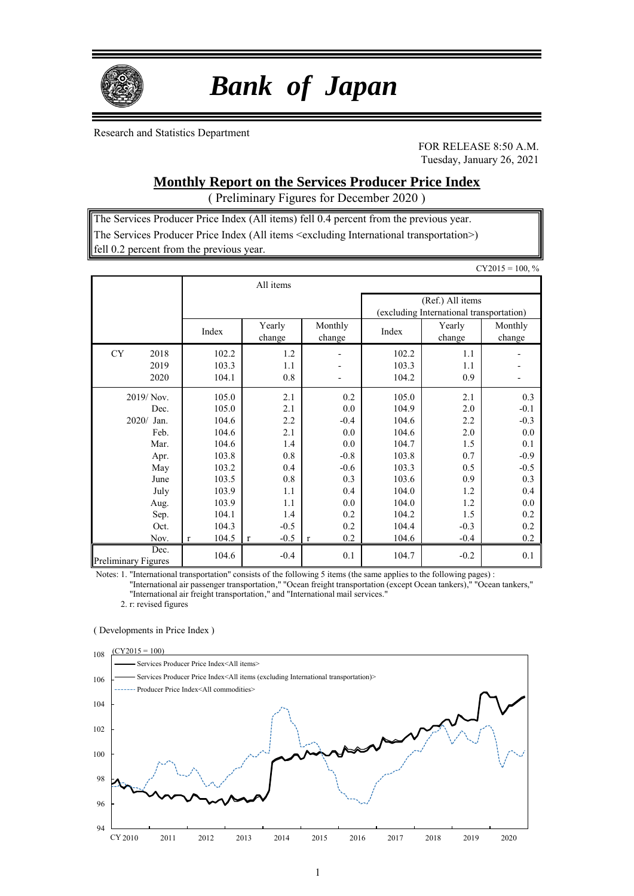# Bank of Japan

Research and Statistics Department

FOR RELEASE 8:50 A.M.
Tuesday, January 26, 2021

## Monthly Report on the Services Producer Price Index

( Preliminary Figures for December 2020 )

The Services Producer Price Index (All items) fell 0.4 percent from the previous year.
The Services Producer Price Index (All items <excluding International transportation>) fell 0.2 percent from the previous year.

CY2015 = 100, %

| | All items | | | (Ref.) All items (excluding International transportation) | | |
|---|---|---|---|---|---|---|
| | Index | Yearly change | Monthly change | Index | Yearly change | Monthly change |
| CY 2018 | 102.2 | 1.2 | - | 102.2 | 1.1 | - |
| 2019 | 103.3 | 1.1 | - | 103.3 | 1.1 | - |
| 2020 | 104.1 | 0.8 | - | 104.2 | 0.9 | - |
| 2019/ Nov. | 105.0 | 2.1 | 0.2 | 105.0 | 2.1 | 0.3 |
| Dec. | 105.0 | 2.1 | 0.0 | 104.9 | 2.0 | -0.1 |
| 2020/ Jan. | 104.6 | 2.2 | -0.4 | 104.6 | 2.2 | -0.3 |
| Feb. | 104.6 | 2.1 | 0.0 | 104.6 | 2.0 | 0.0 |
| Mar. | 104.6 | 1.4 | 0.0 | 104.7 | 1.5 | 0.1 |
| Apr. | 103.8 | 0.8 | -0.8 | 103.8 | 0.7 | -0.9 |
| May | 103.2 | 0.4 | -0.6 | 103.3 | 0.5 | -0.5 |
| June | 103.5 | 0.8 | 0.3 | 103.6 | 0.9 | 0.3 |
| July | 103.9 | 1.1 | 0.4 | 104.0 | 1.2 | 0.4 |
| Aug. | 103.9 | 1.1 | 0.0 | 104.0 | 1.2 | 0.0 |
| Sep. | 104.1 | 1.4 | 0.2 | 104.2 | 1.5 | 0.2 |
| Oct. | 104.3 | -0.5 | 0.2 | 104.4 | -0.3 | 0.2 |
| Nov. | r 104.5 | r -0.5 | r 0.2 | 104.6 | -0.4 | 0.2 |
| Dec. Preliminary Figures | 104.6 | -0.4 | 0.1 | 104.7 | -0.2 | 0.1 |

Notes: 1. "International transportation" consists of the following 5 items (the same applies to the following pages) : "International air passenger transportation," "Ocean freight transportation (except Ocean tankers)," "Ocean tankers," "International air freight transportation," and "International mail services."

2. r: revised figures

( Developments in Price Index )

(CY2015 = 100)

Services Producer Price Index<All items>
Services Producer Price Index<All items (excluding International transportation)>
Producer Price Index<All commodities>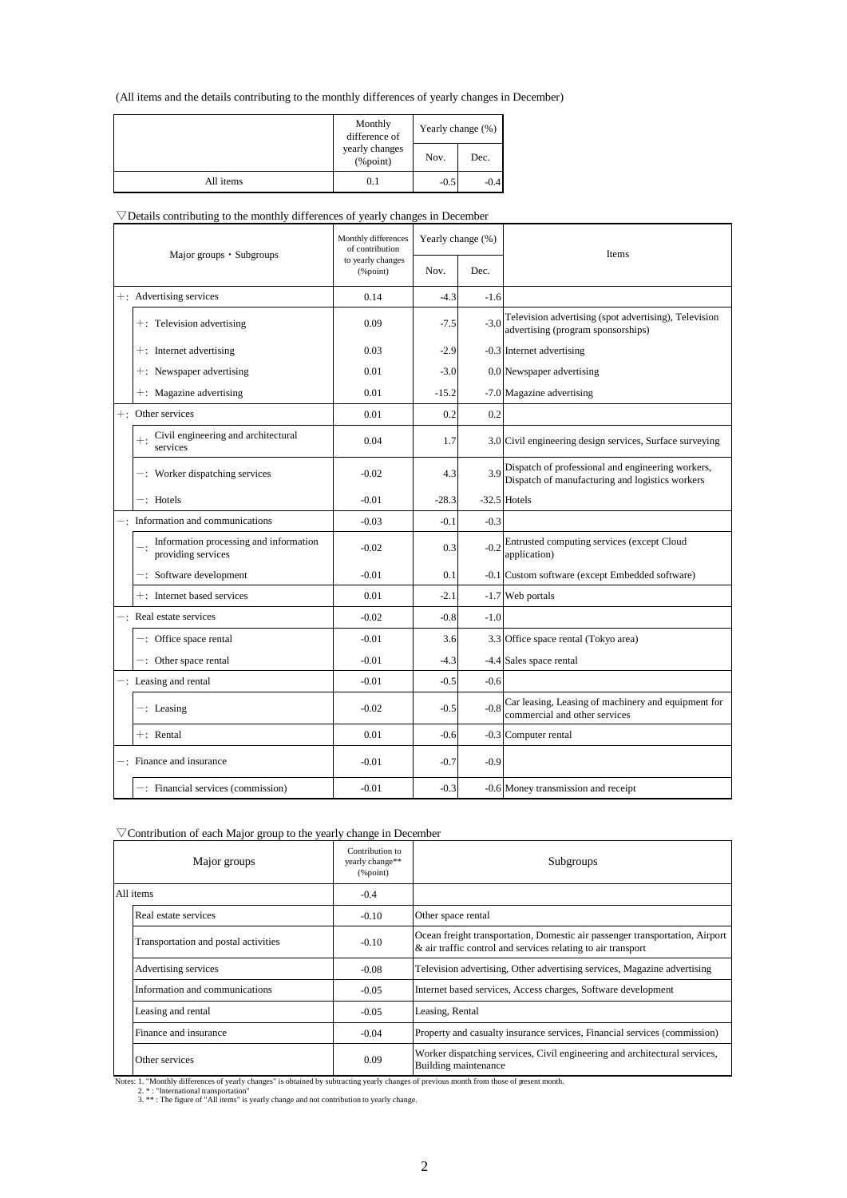(All items and the details contributing to the monthly differences of yearly changes in December)

| | Monthly difference of yearly changes (%point) | Yearly change (%) | |
|---|---|---|---|
| | | Nov. | Dec. |
| All items | 0.1 | -0.5 | -0.4 |

▽Details contributing to the monthly differences of yearly changes in December

| Major groups・Subgroups | Monthly differences of contribution to yearly changes (%point) | Yearly change (%) | | Items |
|---|---|---|---|---|
| | | Nov. | Dec. | |
| ＋: Advertising services | 0.14 | -4.3 | -1.6 | |
| ＋: Television advertising | 0.09 | -7.5 | -3.0 | Television advertising (spot advertising), Television advertising (program sponsorships) |
| ＋: Internet advertising | 0.03 | -2.9 | -0.3 | Internet advertising |
| ＋: Newspaper advertising | 0.01 | -3.0 | 0.0 | Newspaper advertising |
| ＋: Magazine advertising | 0.01 | -15.2 | -7.0 | Magazine advertising |
| ＋: Other services | 0.01 | 0.2 | 0.2 | |
| ＋: Civil engineering and architectural services | 0.04 | 1.7 | 3.0 | Civil engineering design services, Surface surveying |
| －: Worker dispatching services | -0.02 | 4.3 | 3.9 | Dispatch of professional and engineering workers, Dispatch of manufacturing and logistics workers |
| －: Hotels | -0.01 | -28.3 | -32.5 | Hotels |
| －: Information and communications | -0.03 | -0.1 | -0.3 | |
| －: Information processing and information providing services | -0.02 | 0.3 | -0.2 | Entrusted computing services (except Cloud application) |
| －: Software development | -0.01 | 0.1 | -0.1 | Custom software (except Embedded software) |
| ＋: Internet based services | 0.01 | -2.1 | -1.7 | Web portals |
| －: Real estate services | -0.02 | -0.8 | -1.0 | |
| －: Office space rental | -0.01 | 3.6 | 3.3 | Office space rental (Tokyo area) |
| －: Other space rental | -0.01 | -4.3 | -4.4 | Sales space rental |
| －: Leasing and rental | -0.01 | -0.5 | -0.6 | |
| －: Leasing | -0.02 | -0.5 | -0.8 | Car leasing, Leasing of machinery and equipment for commercial and other services |
| ＋: Rental | 0.01 | -0.6 | -0.3 | Computer rental |
| －: Finance and insurance | -0.01 | -0.7 | -0.9 | |
| －: Financial services (commission) | -0.01 | -0.3 | -0.6 | Money transmission and receipt |

▽Contribution of each Major group to the yearly change in December

| Major groups | Contribution to yearly change** (%point) | Subgroups |
|---|---|---|
| All items | -0.4 | |
| Real estate services | -0.10 | Other space rental |
| Transportation and postal activities | -0.10 | Ocean freight transportation, Domestic air passenger transportation, Airport & air traffic control and services relating to air transport |
| Advertising services | -0.08 | Television advertising, Other advertising services, Magazine advertising |
| Information and communications | -0.05 | Internet based services, Access charges, Software development |
| Leasing and rental | -0.05 | Leasing, Rental |
| Finance and insurance | -0.04 | Property and casualty insurance services, Financial services (commission) |
| Other services | 0.09 | Worker dispatching services, Civil engineering and architectural services, Building maintenance |

Notes: 1. "Monthly differences of yearly changes" is obtained by subtracting yearly changes of previous month from those of present month.
2. * : "International transportation"
3. ** : The figure of "All items" is yearly change and not contribution to yearly change.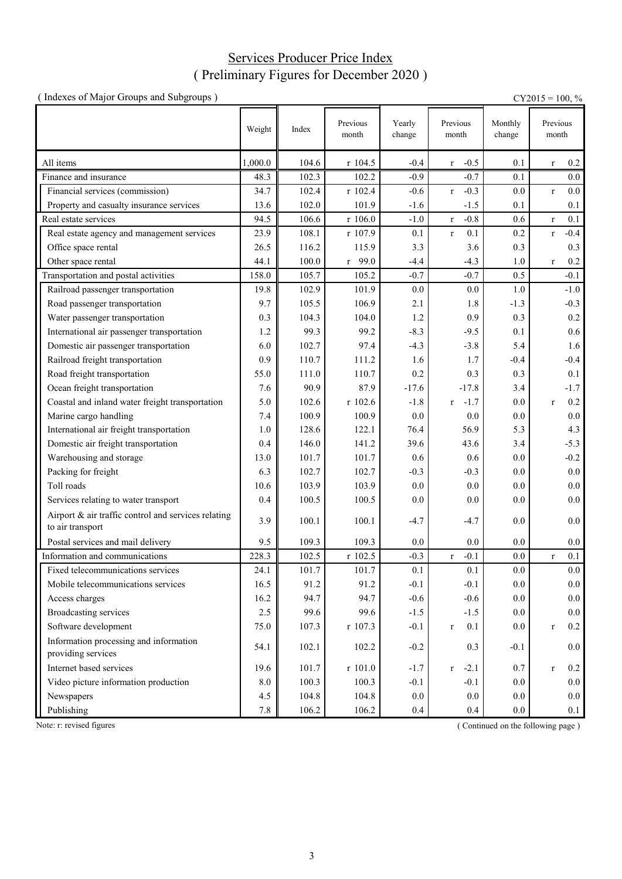# Services Producer Price Index
## ( Preliminary Figures for December 2020 )

( Indexes of Major Groups and Subgroups ) CY2015 = 100, %

| | Weight | Index | Previous month | Yearly change | Previous month | Monthly change | Previous month |
|---|---|---|---|---|---|---|---|
| All items | 1,000.0 | 104.6 | r 104.5 | -0.4 | r -0.5 | 0.1 | r 0.2 |
| Finance and insurance | 48.3 | 102.3 | 102.2 | -0.9 | -0.7 | 0.1 | 0.0 |
| Financial services (commission) | 34.7 | 102.4 | r 102.4 | -0.6 | r -0.3 | 0.0 | r 0.0 |
| Property and casualty insurance services | 13.6 | 102.0 | 101.9 | -1.6 | -1.5 | 0.1 | 0.1 |
| Real estate services | 94.5 | 106.6 | r 106.0 | -1.0 | r -0.8 | 0.6 | r 0.1 |
| Real estate agency and management services | 23.9 | 108.1 | r 107.9 | 0.1 | r 0.1 | 0.2 | r -0.4 |
| Office space rental | 26.5 | 116.2 | 115.9 | 3.3 | 3.6 | 0.3 | 0.3 |
| Other space rental | 44.1 | 100.0 | r 99.0 | -4.4 | -4.3 | 1.0 | r 0.2 |
| Transportation and postal activities | 158.0 | 105.7 | 105.2 | -0.7 | -0.7 | 0.5 | -0.1 |
| Railroad passenger transportation | 19.8 | 102.9 | 101.9 | 0.0 | 0.0 | 1.0 | -1.0 |
| Road passenger transportation | 9.7 | 105.5 | 106.9 | 2.1 | 1.8 | -1.3 | -0.3 |
| Water passenger transportation | 0.3 | 104.3 | 104.0 | 1.2 | 0.9 | 0.3 | 0.2 |
| International air passenger transportation | 1.2 | 99.3 | 99.2 | -8.3 | -9.5 | 0.1 | 0.6 |
| Domestic air passenger transportation | 6.0 | 102.7 | 97.4 | -4.3 | -3.8 | 5.4 | 1.6 |
| Railroad freight transportation | 0.9 | 110.7 | 111.2 | 1.6 | 1.7 | -0.4 | -0.4 |
| Road freight transportation | 55.0 | 111.0 | 110.7 | 0.2 | 0.3 | 0.3 | 0.1 |
| Ocean freight transportation | 7.6 | 90.9 | 87.9 | -17.6 | -17.8 | 3.4 | -1.7 |
| Coastal and inland water freight transportation | 5.0 | 102.6 | r 102.6 | -1.8 | r -1.7 | 0.0 | r 0.2 |
| Marine cargo handling | 7.4 | 100.9 | 100.9 | 0.0 | 0.0 | 0.0 | 0.0 |
| International air freight transportation | 1.0 | 128.6 | 122.1 | 76.4 | 56.9 | 5.3 | 4.3 |
| Domestic air freight transportation | 0.4 | 146.0 | 141.2 | 39.6 | 43.6 | 3.4 | -5.3 |
| Warehousing and storage | 13.0 | 101.7 | 101.7 | 0.6 | 0.6 | 0.0 | -0.2 |
| Packing for freight | 6.3 | 102.7 | 102.7 | -0.3 | -0.3 | 0.0 | 0.0 |
| Toll roads | 10.6 | 103.9 | 103.9 | 0.0 | 0.0 | 0.0 | 0.0 |
| Services relating to water transport | 0.4 | 100.5 | 100.5 | 0.0 | 0.0 | 0.0 | 0.0 |
| Airport & air traffic control and services relating to air transport | 3.9 | 100.1 | 100.1 | -4.7 | -4.7 | 0.0 | 0.0 |
| Postal services and mail delivery | 9.5 | 109.3 | 109.3 | 0.0 | 0.0 | 0.0 | 0.0 |
| Information and communications | 228.3 | 102.5 | r 102.5 | -0.3 | r -0.1 | 0.0 | r 0.1 |
| Fixed telecommunications services | 24.1 | 101.7 | 101.7 | 0.1 | 0.1 | 0.0 | 0.0 |
| Mobile telecommunications services | 16.5 | 91.2 | 91.2 | -0.1 | -0.1 | 0.0 | 0.0 |
| Access charges | 16.2 | 94.7 | 94.7 | -0.6 | -0.6 | 0.0 | 0.0 |
| Broadcasting services | 2.5 | 99.6 | 99.6 | -1.5 | -1.5 | 0.0 | 0.0 |
| Software development | 75.0 | 107.3 | r 107.3 | -0.1 | r 0.1 | 0.0 | r 0.2 |
| Information processing and information providing services | 54.1 | 102.1 | 102.2 | -0.2 | 0.3 | -0.1 | 0.0 |
| Internet based services | 19.6 | 101.7 | r 101.0 | -1.7 | r -2.1 | 0.7 | r 0.2 |
| Video picture information production | 8.0 | 100.3 | 100.3 | -0.1 | -0.1 | 0.0 | 0.0 |
| Newspapers | 4.5 | 104.8 | 104.8 | 0.0 | 0.0 | 0.0 | 0.0 |
| Publishing | 7.8 | 106.2 | 106.2 | 0.4 | 0.4 | 0.0 | 0.1 |

Note: r: revised figures

( Continued on the following page )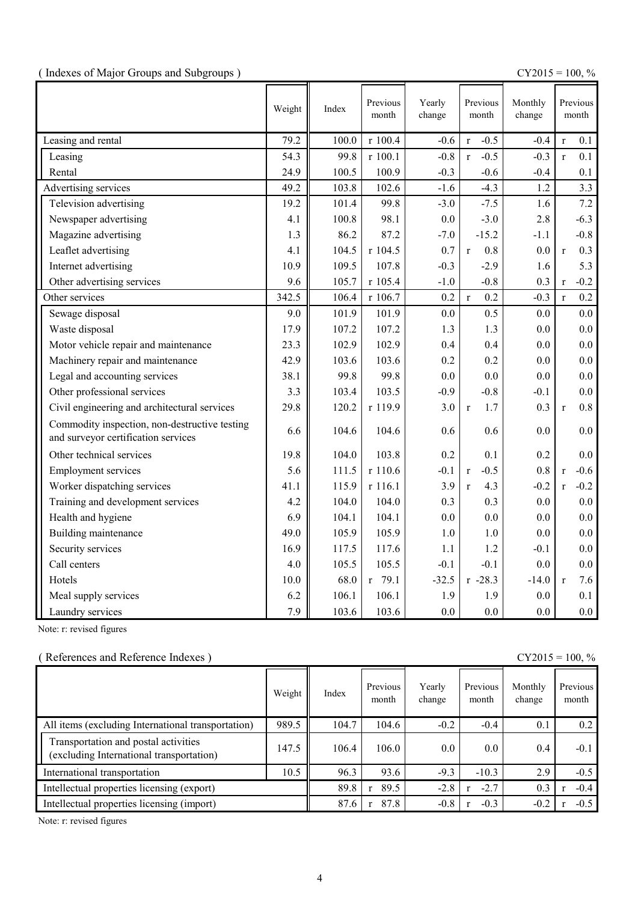( Indexes of Major Groups and Subgroups )

CY2015 = 100, %

| | Weight | Index | Previous month | Yearly change | Previous month | Monthly change | Previous month |
|---|---|---|---|---|---|---|---|
| Leasing and rental | 79.2 | 100.0 | r 100.4 | -0.6 | r -0.5 | -0.4 | r 0.1 |
| Leasing | 54.3 | 99.8 | r 100.1 | -0.8 | r -0.5 | -0.3 | r 0.1 |
| Rental | 24.9 | 100.5 | 100.9 | -0.3 | -0.6 | -0.4 | 0.1 |
| Advertising services | 49.2 | 103.8 | 102.6 | -1.6 | -4.3 | 1.2 | 3.3 |
| Television advertising | 19.2 | 101.4 | 99.8 | -3.0 | -7.5 | 1.6 | 7.2 |
| Newspaper advertising | 4.1 | 100.8 | 98.1 | 0.0 | -3.0 | 2.8 | -6.3 |
| Magazine advertising | 1.3 | 86.2 | 87.2 | -7.0 | -15.2 | -1.1 | -0.8 |
| Leaflet advertising | 4.1 | 104.5 | r 104.5 | 0.7 | r 0.8 | 0.0 | r 0.3 |
| Internet advertising | 10.9 | 109.5 | 107.8 | -0.3 | -2.9 | 1.6 | 5.3 |
| Other advertising services | 9.6 | 105.7 | r 105.4 | -1.0 | -0.8 | 0.3 | r -0.2 |
| Other services | 342.5 | 106.4 | r 106.7 | 0.2 | r 0.2 | -0.3 | r 0.2 |
| Sewage disposal | 9.0 | 101.9 | 101.9 | 0.0 | 0.5 | 0.0 | 0.0 |
| Waste disposal | 17.9 | 107.2 | 107.2 | 1.3 | 1.3 | 0.0 | 0.0 |
| Motor vehicle repair and maintenance | 23.3 | 102.9 | 102.9 | 0.4 | 0.4 | 0.0 | 0.0 |
| Machinery repair and maintenance | 42.9 | 103.6 | 103.6 | 0.2 | 0.2 | 0.0 | 0.0 |
| Legal and accounting services | 38.1 | 99.8 | 99.8 | 0.0 | 0.0 | 0.0 | 0.0 |
| Other professional services | 3.3 | 103.4 | 103.5 | -0.9 | -0.8 | -0.1 | 0.0 |
| Civil engineering and architectural services | 29.8 | 120.2 | r 119.9 | 3.0 | r 1.7 | 0.3 | r 0.8 |
| Commodity inspection, non-destructive testing and surveyor certification services | 6.6 | 104.6 | 104.6 | 0.6 | 0.6 | 0.0 | 0.0 |
| Other technical services | 19.8 | 104.0 | 103.8 | 0.2 | 0.1 | 0.2 | 0.0 |
| Employment services | 5.6 | 111.5 | r 110.6 | -0.1 | r -0.5 | 0.8 | r -0.6 |
| Worker dispatching services | 41.1 | 115.9 | r 116.1 | 3.9 | r 4.3 | -0.2 | r -0.2 |
| Training and development services | 4.2 | 104.0 | 104.0 | 0.3 | 0.3 | 0.0 | 0.0 |
| Health and hygiene | 6.9 | 104.1 | 104.1 | 0.0 | 0.0 | 0.0 | 0.0 |
| Building maintenance | 49.0 | 105.9 | 105.9 | 1.0 | 1.0 | 0.0 | 0.0 |
| Security services | 16.9 | 117.5 | 117.6 | 1.1 | 1.2 | -0.1 | 0.0 |
| Call centers | 4.0 | 105.5 | 105.5 | -0.1 | -0.1 | 0.0 | 0.0 |
| Hotels | 10.0 | 68.0 | r 79.1 | -32.5 | r -28.3 | -14.0 | r 7.6 |
| Meal supply services | 6.2 | 106.1 | 106.1 | 1.9 | 1.9 | 0.0 | 0.1 |
| Laundry services | 7.9 | 103.6 | 103.6 | 0.0 | 0.0 | 0.0 | 0.0 |

Note: r: revised figures

( References and Reference Indexes )

CY2015 = 100, %

| | Weight | Index | Previous month | Yearly change | Previous month | Monthly change | Previous month |
|---|---|---|---|---|---|---|---|
| All items (excluding International transportation) | 989.5 | 104.7 | 104.6 | -0.2 | -0.4 | 0.1 | 0.2 |
| Transportation and postal activities (excluding International transportation) | 147.5 | 106.4 | 106.0 | 0.0 | 0.0 | 0.4 | -0.1 |
| International transportation | 10.5 | 96.3 | 93.6 | -9.3 | -10.3 | 2.9 | -0.5 |
| Intellectual properties licensing (export) | | 89.8 | r 89.5 | -2.8 | r -2.7 | 0.3 | r -0.4 |
| Intellectual properties licensing (import) | | 87.6 | r 87.8 | -0.8 | r -0.3 | -0.2 | r -0.5 |

Note: r: revised figures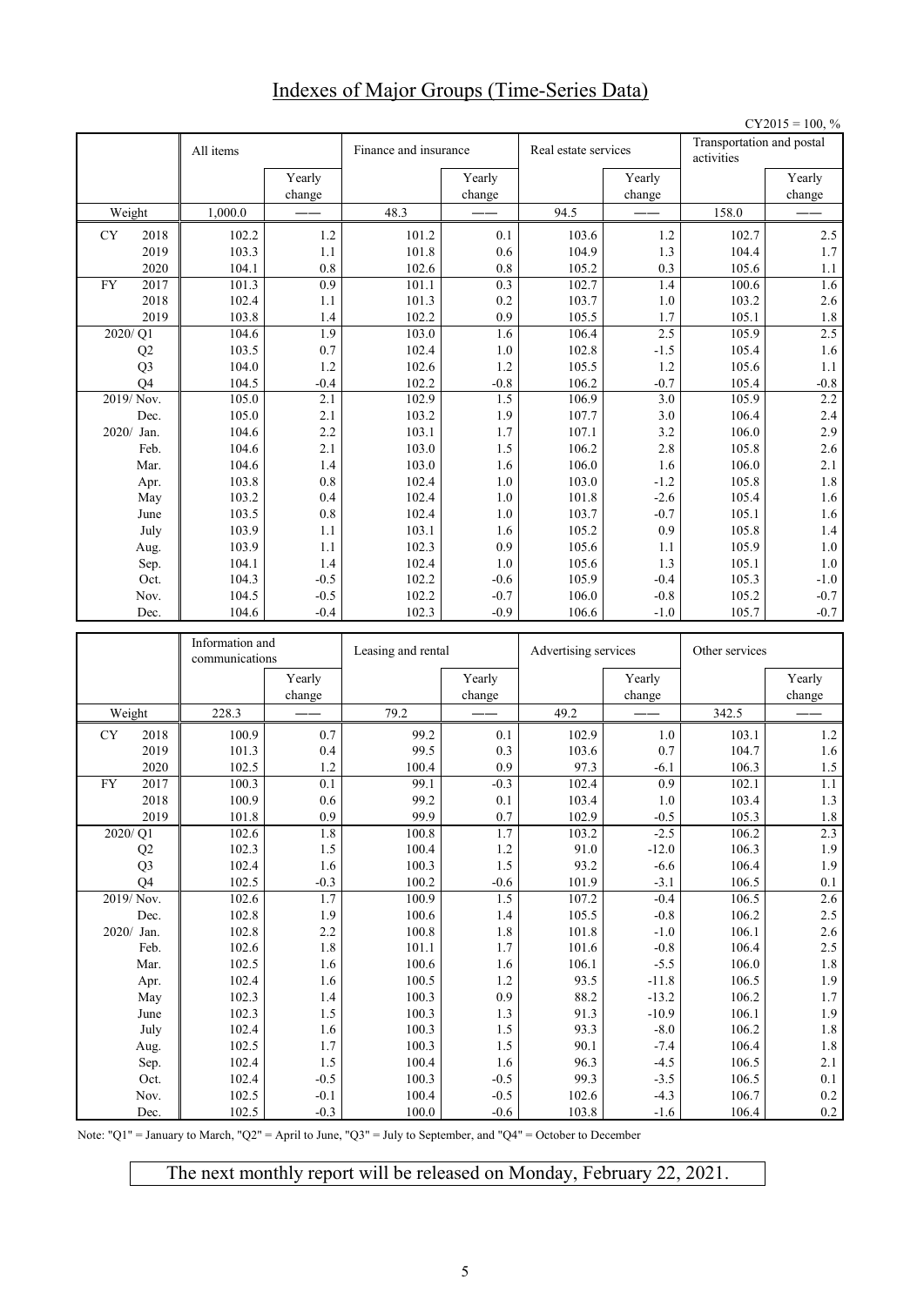# Indexes of Major Groups (Time-Series Data)

CY2015 = 100, %

| | All items | Yearly change | Finance and insurance | Yearly change | Real estate services | Yearly change | Transportation and postal activities | Yearly change |
|---|---|---|---|---|---|---|---|---|
| Weight | 1,000.0 | —— | 48.3 | —— | 94.5 | —— | 158.0 | —— |
| CY 2018 | 102.2 | 1.2 | 101.2 | 0.1 | 103.6 | 1.2 | 102.7 | 2.5 |
| 2019 | 103.3 | 1.1 | 101.8 | 0.6 | 104.9 | 1.3 | 104.4 | 1.7 |
| 2020 | 104.1 | 0.8 | 102.6 | 0.8 | 105.2 | 0.3 | 105.6 | 1.1 |
| FY 2017 | 101.3 | 0.9 | 101.1 | 0.3 | 102.7 | 1.4 | 100.6 | 1.6 |
| 2018 | 102.4 | 1.1 | 101.3 | 0.2 | 103.7 | 1.0 | 103.2 | 2.6 |
| 2019 | 103.8 | 1.4 | 102.2 | 0.9 | 105.5 | 1.7 | 105.1 | 1.8 |
| 2020/ Q1 | 104.6 | 1.9 | 103.0 | 1.6 | 106.4 | 2.5 | 105.9 | 2.5 |
| Q2 | 103.5 | 0.7 | 102.4 | 1.0 | 102.8 | -1.5 | 105.4 | 1.6 |
| Q3 | 104.0 | 1.2 | 102.6 | 1.2 | 105.5 | 1.2 | 105.6 | 1.1 |
| Q4 | 104.5 | -0.4 | 102.2 | -0.8 | 106.2 | -0.7 | 105.4 | -0.8 |
| 2019/ Nov. | 105.0 | 2.1 | 102.9 | 1.5 | 106.9 | 3.0 | 105.9 | 2.2 |
| Dec. | 105.0 | 2.1 | 103.2 | 1.9 | 107.7 | 3.0 | 106.4 | 2.4 |
| 2020/ Jan. | 104.6 | 2.2 | 103.1 | 1.7 | 107.1 | 3.2 | 106.0 | 2.9 |
| Feb. | 104.6 | 2.1 | 103.0 | 1.5 | 106.2 | 2.8 | 105.8 | 2.6 |
| Mar. | 104.6 | 1.4 | 103.0 | 1.6 | 106.0 | 1.6 | 106.0 | 2.1 |
| Apr. | 103.8 | 0.8 | 102.4 | 1.0 | 103.0 | -1.2 | 105.8 | 1.8 |
| May | 103.2 | 0.4 | 102.4 | 1.0 | 101.8 | -2.6 | 105.4 | 1.6 |
| June | 103.5 | 0.8 | 102.4 | 1.0 | 103.7 | -0.7 | 105.1 | 1.6 |
| July | 103.9 | 1.1 | 103.1 | 1.6 | 105.2 | 0.9 | 105.8 | 1.4 |
| Aug. | 103.9 | 1.1 | 102.3 | 0.9 | 105.6 | 1.1 | 105.9 | 1.0 |
| Sep. | 104.1 | 1.4 | 102.4 | 1.0 | 105.6 | 1.3 | 105.1 | 1.0 |
| Oct. | 104.3 | -0.5 | 102.2 | -0.6 | 105.9 | -0.4 | 105.3 | -1.0 |
| Nov. | 104.5 | -0.5 | 102.2 | -0.7 | 106.0 | -0.8 | 105.2 | -0.7 |
| Dec. | 104.6 | -0.4 | 102.3 | -0.9 | 106.6 | -1.0 | 105.7 | -0.7 |

| | Information and communications | Yearly change | Leasing and rental | Yearly change | Advertising services | Yearly change | Other services | Yearly change |
|---|---|---|---|---|---|---|---|---|
| Weight | 228.3 | —— | 79.2 | —— | 49.2 | —— | 342.5 | —— |
| CY 2018 | 100.9 | 0.7 | 99.2 | 0.1 | 102.9 | 1.0 | 103.1 | 1.2 |
| 2019 | 101.3 | 0.4 | 99.5 | 0.3 | 103.6 | 0.7 | 104.7 | 1.6 |
| 2020 | 102.5 | 1.2 | 100.4 | 0.9 | 97.3 | -6.1 | 106.3 | 1.5 |
| FY 2017 | 100.3 | 0.1 | 99.1 | -0.3 | 102.4 | 0.9 | 102.1 | 1.1 |
| 2018 | 100.9 | 0.6 | 99.2 | 0.1 | 103.4 | 1.0 | 103.4 | 1.3 |
| 2019 | 101.8 | 0.9 | 99.9 | 0.7 | 102.9 | -0.5 | 105.3 | 1.8 |
| 2020/ Q1 | 102.6 | 1.8 | 100.8 | 1.7 | 103.2 | -2.5 | 106.2 | 2.3 |
| Q2 | 102.3 | 1.5 | 100.4 | 1.2 | 91.0 | -12.0 | 106.3 | 1.9 |
| Q3 | 102.4 | 1.6 | 100.3 | 1.5 | 93.2 | -6.6 | 106.4 | 1.9 |
| Q4 | 102.5 | -0.3 | 100.2 | -0.6 | 101.9 | -3.1 | 106.5 | 0.1 |
| 2019/ Nov. | 102.6 | 1.7 | 100.9 | 1.5 | 107.2 | -0.4 | 106.5 | 2.6 |
| Dec. | 102.8 | 1.9 | 100.6 | 1.4 | 105.5 | -0.8 | 106.2 | 2.5 |
| 2020/ Jan. | 102.8 | 2.2 | 100.8 | 1.8 | 101.8 | -1.0 | 106.1 | 2.6 |
| Feb. | 102.6 | 1.8 | 101.1 | 1.7 | 101.6 | -0.8 | 106.4 | 2.5 |
| Mar. | 102.5 | 1.6 | 100.6 | 1.6 | 106.1 | -5.5 | 106.0 | 1.8 |
| Apr. | 102.4 | 1.6 | 100.5 | 1.2 | 93.5 | -11.8 | 106.5 | 1.9 |
| May | 102.3 | 1.4 | 100.3 | 0.9 | 88.2 | -13.2 | 106.2 | 1.7 |
| June | 102.3 | 1.5 | 100.3 | 1.3 | 91.3 | -10.9 | 106.1 | 1.9 |
| July | 102.4 | 1.6 | 100.3 | 1.5 | 93.3 | -8.0 | 106.2 | 1.8 |
| Aug. | 102.5 | 1.7 | 100.3 | 1.5 | 90.1 | -7.4 | 106.4 | 1.8 |
| Sep. | 102.4 | 1.5 | 100.4 | 1.6 | 96.3 | -4.5 | 106.5 | 2.1 |
| Oct. | 102.4 | -0.5 | 100.3 | -0.5 | 99.3 | -3.5 | 106.5 | 0.1 |
| Nov. | 102.5 | -0.1 | 100.4 | -0.5 | 102.6 | -4.3 | 106.7 | 0.2 |
| Dec. | 102.5 | -0.3 | 100.0 | -0.6 | 103.8 | -1.6 | 106.4 | 0.2 |

Note: "Q1" = January to March, "Q2" = April to June, "Q3" = July to September, and "Q4" = October to December

The next monthly report will be released on Monday, February 22, 2021.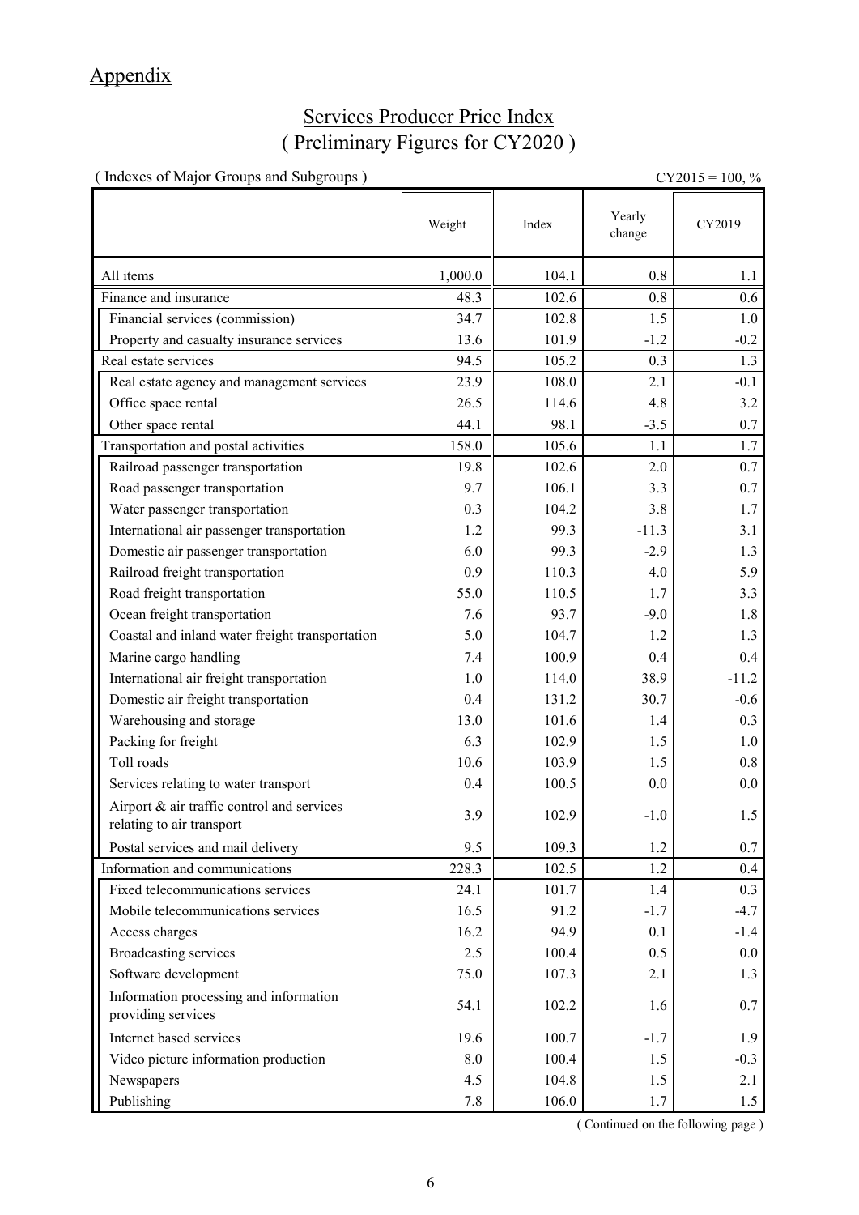# Appendix

## Services Producer Price Index
## ( Preliminary Figures for CY2020 )

( Indexes of Major Groups and Subgroups ) CY2015 = 100, %

| | Weight | Index | Yearly change | CY2019 |
|---|---|---|---|---|
| All items | 1,000.0 | 104.1 | 0.8 | 1.1 |
| Finance and insurance | 48.3 | 102.6 | 0.8 | 0.6 |
| Financial services (commission) | 34.7 | 102.8 | 1.5 | 1.0 |
| Property and casualty insurance services | 13.6 | 101.9 | -1.2 | -0.2 |
| Real estate services | 94.5 | 105.2 | 0.3 | 1.3 |
| Real estate agency and management services | 23.9 | 108.0 | 2.1 | -0.1 |
| Office space rental | 26.5 | 114.6 | 4.8 | 3.2 |
| Other space rental | 44.1 | 98.1 | -3.5 | 0.7 |
| Transportation and postal activities | 158.0 | 105.6 | 1.1 | 1.7 |
| Railroad passenger transportation | 19.8 | 102.6 | 2.0 | 0.7 |
| Road passenger transportation | 9.7 | 106.1 | 3.3 | 0.7 |
| Water passenger transportation | 0.3 | 104.2 | 3.8 | 1.7 |
| International air passenger transportation | 1.2 | 99.3 | -11.3 | 3.1 |
| Domestic air passenger transportation | 6.0 | 99.3 | -2.9 | 1.3 |
| Railroad freight transportation | 0.9 | 110.3 | 4.0 | 5.9 |
| Road freight transportation | 55.0 | 110.5 | 1.7 | 3.3 |
| Ocean freight transportation | 7.6 | 93.7 | -9.0 | 1.8 |
| Coastal and inland water freight transportation | 5.0 | 104.7 | 1.2 | 1.3 |
| Marine cargo handling | 7.4 | 100.9 | 0.4 | 0.4 |
| International air freight transportation | 1.0 | 114.0 | 38.9 | -11.2 |
| Domestic air freight transportation | 0.4 | 131.2 | 30.7 | -0.6 |
| Warehousing and storage | 13.0 | 101.6 | 1.4 | 0.3 |
| Packing for freight | 6.3 | 102.9 | 1.5 | 1.0 |
| Toll roads | 10.6 | 103.9 | 1.5 | 0.8 |
| Services relating to water transport | 0.4 | 100.5 | 0.0 | 0.0 |
| Airport & air traffic control and services relating to air transport | 3.9 | 102.9 | -1.0 | 1.5 |
| Postal services and mail delivery | 9.5 | 109.3 | 1.2 | 0.7 |
| Information and communications | 228.3 | 102.5 | 1.2 | 0.4 |
| Fixed telecommunications services | 24.1 | 101.7 | 1.4 | 0.3 |
| Mobile telecommunications services | 16.5 | 91.2 | -1.7 | -4.7 |
| Access charges | 16.2 | 94.9 | 0.1 | -1.4 |
| Broadcasting services | 2.5 | 100.4 | 0.5 | 0.0 |
| Software development | 75.0 | 107.3 | 2.1 | 1.3 |
| Information processing and information providing services | 54.1 | 102.2 | 1.6 | 0.7 |
| Internet based services | 19.6 | 100.7 | -1.7 | 1.9 |
| Video picture information production | 8.0 | 100.4 | 1.5 | -0.3 |
| Newspapers | 4.5 | 104.8 | 1.5 | 2.1 |
| Publishing | 7.8 | 106.0 | 1.7 | 1.5 |

( Continued on the following page )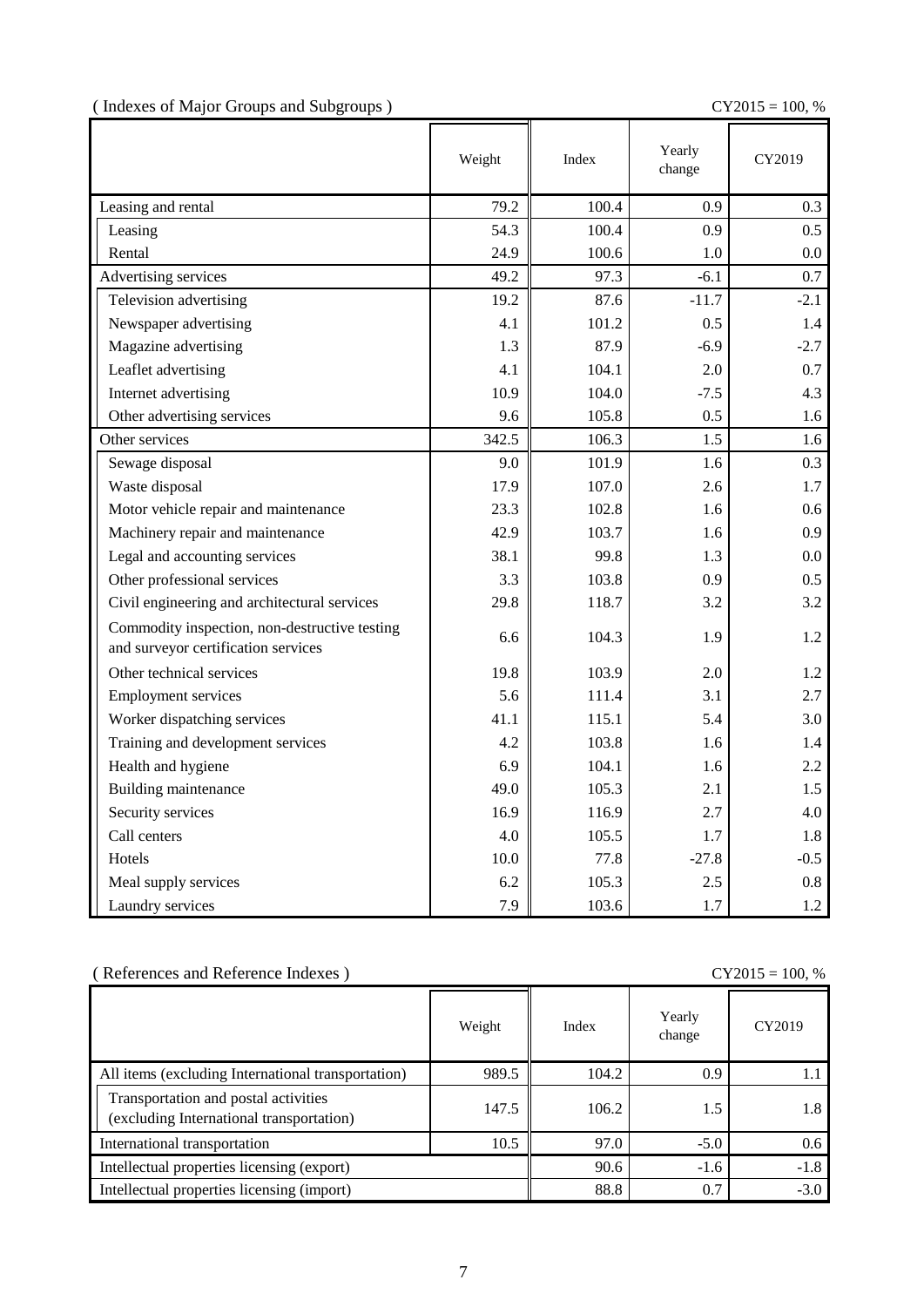( Indexes of Major Groups and Subgroups )

CY2015 = 100, %

| | Weight | Index | Yearly change | CY2019 |
|---|---|---|---|---|
| Leasing and rental | 79.2 | 100.4 | 0.9 | 0.3 |
| Leasing | 54.3 | 100.4 | 0.9 | 0.5 |
| Rental | 24.9 | 100.6 | 1.0 | 0.0 |
| Advertising services | 49.2 | 97.3 | -6.1 | 0.7 |
| Television advertising | 19.2 | 87.6 | -11.7 | -2.1 |
| Newspaper advertising | 4.1 | 101.2 | 0.5 | 1.4 |
| Magazine advertising | 1.3 | 87.9 | -6.9 | -2.7 |
| Leaflet advertising | 4.1 | 104.1 | 2.0 | 0.7 |
| Internet advertising | 10.9 | 104.0 | -7.5 | 4.3 |
| Other advertising services | 9.6 | 105.8 | 0.5 | 1.6 |
| Other services | 342.5 | 106.3 | 1.5 | 1.6 |
| Sewage disposal | 9.0 | 101.9 | 1.6 | 0.3 |
| Waste disposal | 17.9 | 107.0 | 2.6 | 1.7 |
| Motor vehicle repair and maintenance | 23.3 | 102.8 | 1.6 | 0.6 |
| Machinery repair and maintenance | 42.9 | 103.7 | 1.6 | 0.9 |
| Legal and accounting services | 38.1 | 99.8 | 1.3 | 0.0 |
| Other professional services | 3.3 | 103.8 | 0.9 | 0.5 |
| Civil engineering and architectural services | 29.8 | 118.7 | 3.2 | 3.2 |
| Commodity inspection, non-destructive testing and surveyor certification services | 6.6 | 104.3 | 1.9 | 1.2 |
| Other technical services | 19.8 | 103.9 | 2.0 | 1.2 |
| Employment services | 5.6 | 111.4 | 3.1 | 2.7 |
| Worker dispatching services | 41.1 | 115.1 | 5.4 | 3.0 |
| Training and development services | 4.2 | 103.8 | 1.6 | 1.4 |
| Health and hygiene | 6.9 | 104.1 | 1.6 | 2.2 |
| Building maintenance | 49.0 | 105.3 | 2.1 | 1.5 |
| Security services | 16.9 | 116.9 | 2.7 | 4.0 |
| Call centers | 4.0 | 105.5 | 1.7 | 1.8 |
| Hotels | 10.0 | 77.8 | -27.8 | -0.5 |
| Meal supply services | 6.2 | 105.3 | 2.5 | 0.8 |
| Laundry services | 7.9 | 103.6 | 1.7 | 1.2 |

( References and Reference Indexes )

CY2015 = 100, %

| | Weight | Index | Yearly change | CY2019 |
|---|---|---|---|---|
| All items (excluding International transportation) | 989.5 | 104.2 | 0.9 | 1.1 |
| Transportation and postal activities (excluding International transportation) | 147.5 | 106.2 | 1.5 | 1.8 |
| International transportation | 10.5 | 97.0 | -5.0 | 0.6 |
| Intellectual properties licensing (export) | | 90.6 | -1.6 | -1.8 |
| Intellectual properties licensing (import) | | 88.8 | 0.7 | -3.0 |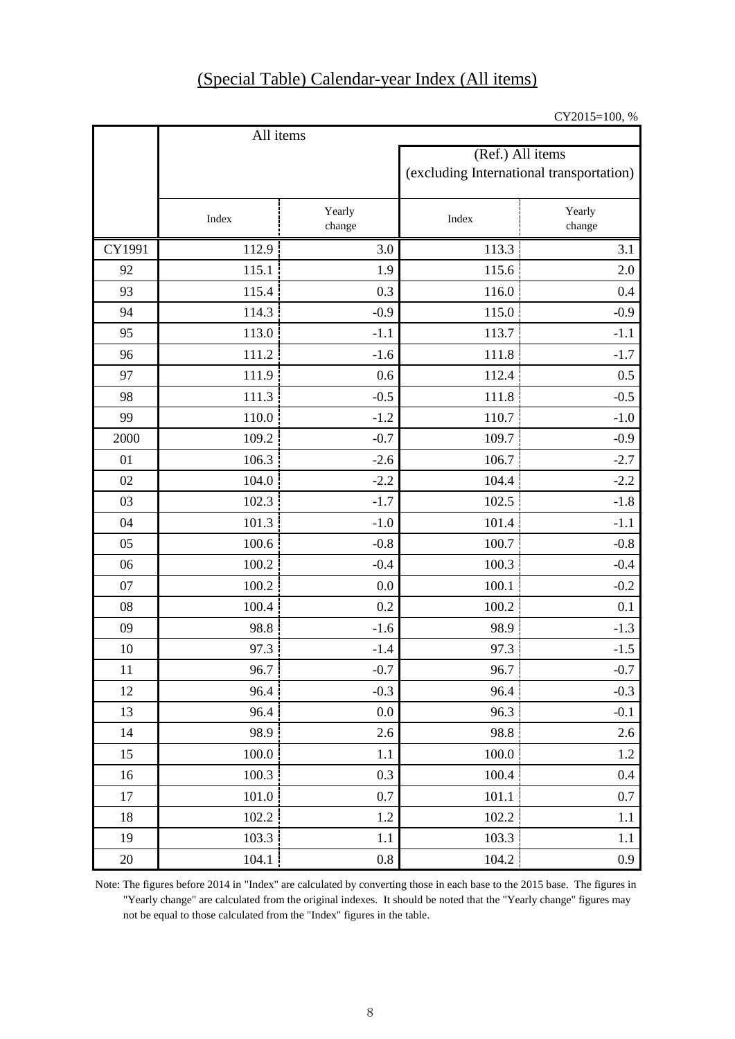# (Special Table) Calendar-year Index (All items)

CY2015=100, %

| | All items | | (Ref.) All items (excluding International transportation) | |
|---|---|---|---|---|
| | Index | Yearly change | Index | Yearly change |
| CY1991 | 112.9 | 3.0 | 113.3 | 3.1 |
| 92 | 115.1 | 1.9 | 115.6 | 2.0 |
| 93 | 115.4 | 0.3 | 116.0 | 0.4 |
| 94 | 114.3 | -0.9 | 115.0 | -0.9 |
| 95 | 113.0 | -1.1 | 113.7 | -1.1 |
| 96 | 111.2 | -1.6 | 111.8 | -1.7 |
| 97 | 111.9 | 0.6 | 112.4 | 0.5 |
| 98 | 111.3 | -0.5 | 111.8 | -0.5 |
| 99 | 110.0 | -1.2 | 110.7 | -1.0 |
| 2000 | 109.2 | -0.7 | 109.7 | -0.9 |
| 01 | 106.3 | -2.6 | 106.7 | -2.7 |
| 02 | 104.0 | -2.2 | 104.4 | -2.2 |
| 03 | 102.3 | -1.7 | 102.5 | -1.8 |
| 04 | 101.3 | -1.0 | 101.4 | -1.1 |
| 05 | 100.6 | -0.8 | 100.7 | -0.8 |
| 06 | 100.2 | -0.4 | 100.3 | -0.4 |
| 07 | 100.2 | 0.0 | 100.1 | -0.2 |
| 08 | 100.4 | 0.2 | 100.2 | 0.1 |
| 09 | 98.8 | -1.6 | 98.9 | -1.3 |
| 10 | 97.3 | -1.4 | 97.3 | -1.5 |
| 11 | 96.7 | -0.7 | 96.7 | -0.7 |
| 12 | 96.4 | -0.3 | 96.4 | -0.3 |
| 13 | 96.4 | 0.0 | 96.3 | -0.1 |
| 14 | 98.9 | 2.6 | 98.8 | 2.6 |
| 15 | 100.0 | 1.1 | 100.0 | 1.2 |
| 16 | 100.3 | 0.3 | 100.4 | 0.4 |
| 17 | 101.0 | 0.7 | 101.1 | 0.7 |
| 18 | 102.2 | 1.2 | 102.2 | 1.1 |
| 19 | 103.3 | 1.1 | 103.3 | 1.1 |
| 20 | 104.1 | 0.8 | 104.2 | 0.9 |

Note: The figures before 2014 in "Index" are calculated by converting those in each base to the 2015 base. The figures in "Yearly change" are calculated from the original indexes. It should be noted that the "Yearly change" figures may not be equal to those calculated from the "Index" figures in the table.